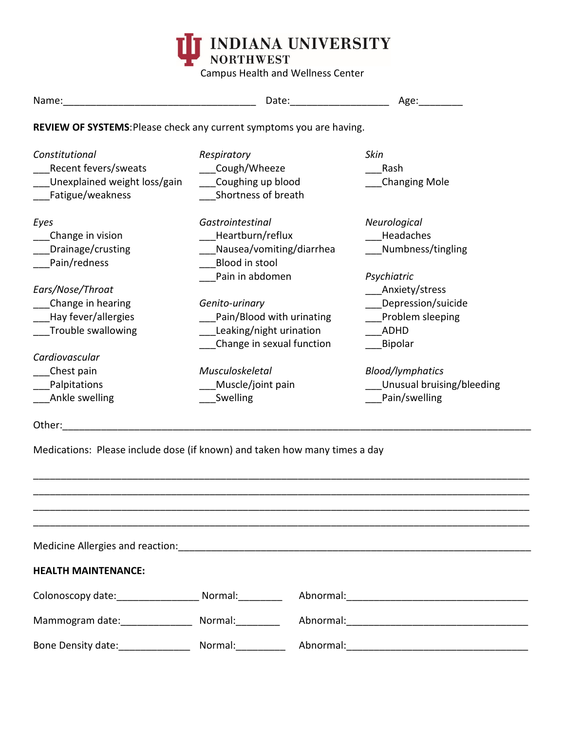# INDIANA UNIVERSITY NORTHWEST

Campus Health and Wellness Center

Name:___________________________________ Date:_________________ Age:________

**REVIEW OF SYSTEMS**:Please check any current symptoms you are having.

*Constitutional*

___Recent fevers/sweats
___Unexplained weight loss/gain
___Fatigue/weakness

*Eyes*

___Change in vision
___Drainage/crusting
___Pain/redness

*Ears/Nose/Throat*

___Change in hearing
___Hay fever/allergies
___Trouble swallowing

*Cardiovascular*

___Chest pain
___Palpitations
___Ankle swelling

*Respiratory*

___Cough/Wheeze
___Coughing up blood
___Shortness of breath

*Gastrointestinal*

___Heartburn/reflux
___Nausea/vomiting/diarrhea
___Blood in stool
___Pain in abdomen

*Genito-urinary*

___Pain/Blood with urinating
___Leaking/night urination
___Change in sexual function

*Musculoskeletal*

___Muscle/joint pain
___Swelling

*Skin*

___Rash
___Changing Mole

*Neurological*

___Headaches
___Numbness/tingling

*Psychiatric*

___Anxiety/stress
___Depression/suicide
___Problem sleeping
___ADHD
___Bipolar

*Blood/lymphatics*

___Unusual bruising/bleeding
___Pain/swelling

Other:_____________________________________________________________________________

Medications: Please include dose (if known) and taken how many times a day

_____________________________________________________________________________
_____________________________________________________________________________
_____________________________________________________________________________
_____________________________________________________________________________

Medicine Allergies and reaction:_________________________________________________________

**HEALTH MAINTENANCE:**

Colonoscopy date:_______________ Normal:________ Abnormal:_________________________________

Mammogram date:_____________ Normal:________ Abnormal:_________________________________

Bone Density date:_____________ Normal:_________ Abnormal:_________________________________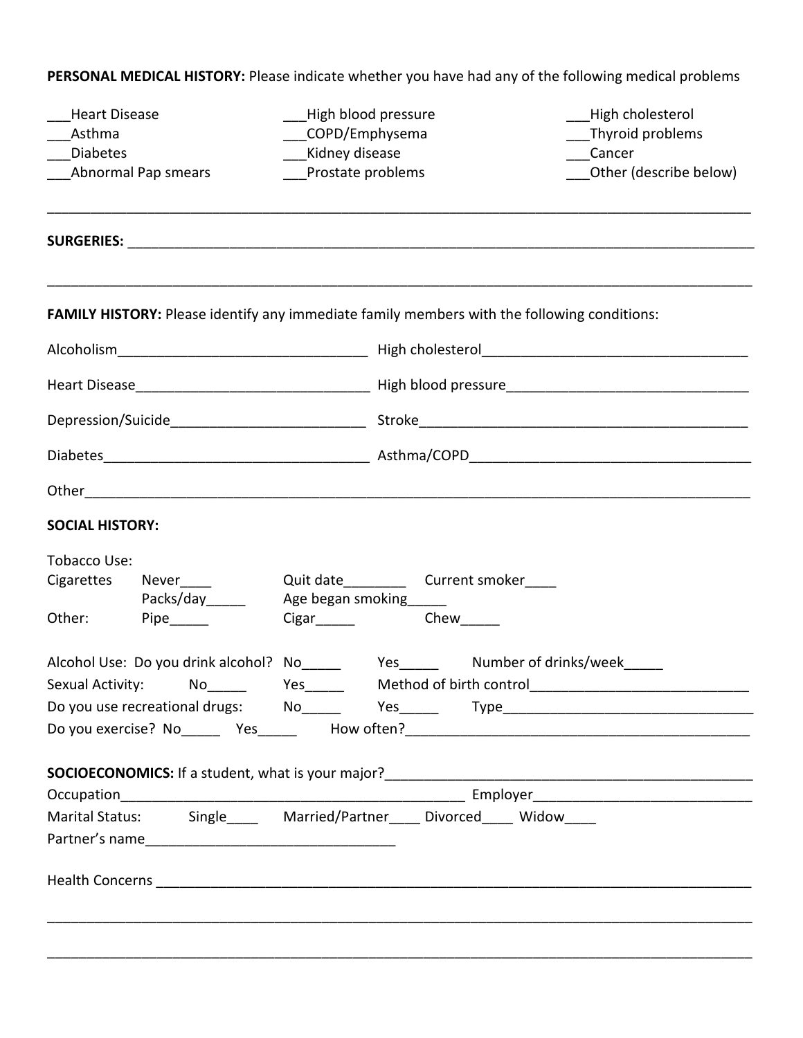**PERSONAL MEDICAL HISTORY:** Please indicate whether you have had any of the following medical problems

___Heart Disease ___High blood pressure ___High cholesterol
___Asthma ___COPD/Emphysema ___Thyroid problems
___Diabetes ___Kidney disease ___Cancer
___Abnormal Pap smears ___Prostate problems ___Other (describe below)

_____________________________________________________________________________________

**SURGERIES:** _______________________________________________________________________

_____________________________________________________________________________________

**FAMILY HISTORY:** Please identify any immediate family members with the following conditions:

Alcoholism________________________________ High cholesterol__________________________________

Heart Disease______________________________ High blood pressure_______________________________

Depression/Suicide__________________________ Stroke___________________________________________

Diabetes__________________________________ Asthma/COPD____________________________________

Other____________________________________________________________________________________

**SOCIAL HISTORY:**

Tobacco Use:
Cigarettes Never____ Quit date________ Current smoker____
Packs/day_____ Age began smoking_____
Other: Pipe_____ Cigar_____ Chew_____

Alcohol Use: Do you drink alcohol? No_____ Yes_____ Number of drinks/week_____
Sexual Activity: No_____ Yes_____ Method of birth control___________________________
Do you use recreational drugs: No_____ Yes_____ Type________________________________
Do you exercise? No_____ Yes_____ How often?____________________________________________

**SOCIOECONOMICS:** If a student, what is your major?__________________________________________
Occupation_____________________________________________ Employer____________________________
Marital Status: Single____ Married/Partner____ Divorced____ Widow____
Partner's name________________________________

Health Concerns _______________________________________________________________________________

_____________________________________________________________________________________

_____________________________________________________________________________________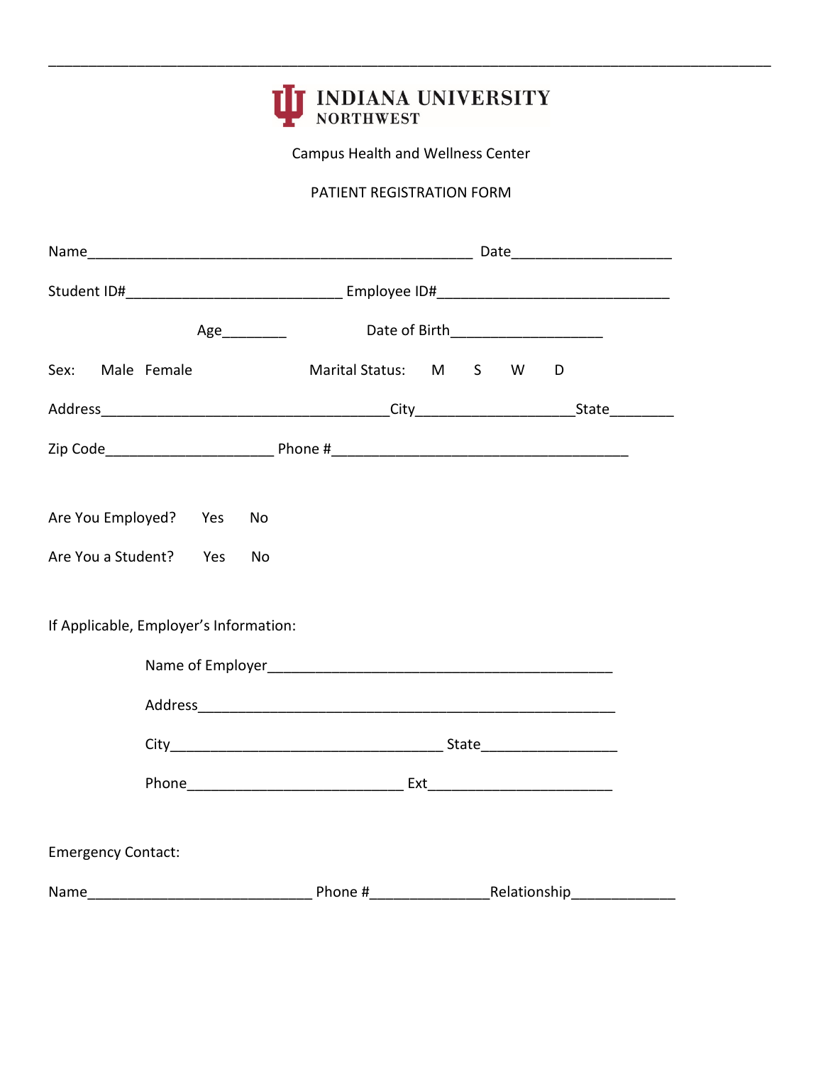# INDIANA UNIVERSITY NORTHWEST

Campus Health and Wellness Center

PATIENT REGISTRATION FORM

Name__________________________________________________ Date____________________

Student ID#___________________________ Employee ID#_____________________________

Age________ Date of Birth___________________

Sex: Male Female Marital Status: M S W D

Address____________________________________City___________________State________

Zip Code_____________________ Phone #______________________________________

Are You Employed? Yes No

Are You a Student? Yes No

If Applicable, Employer's Information:

Name of Employer____________________________________________

Address_____________________________________________________

City___________________________________ State________________

Phone___________________________ Ext_______________________

Emergency Contact:

Name____________________________ Phone #_______________Relationship_____________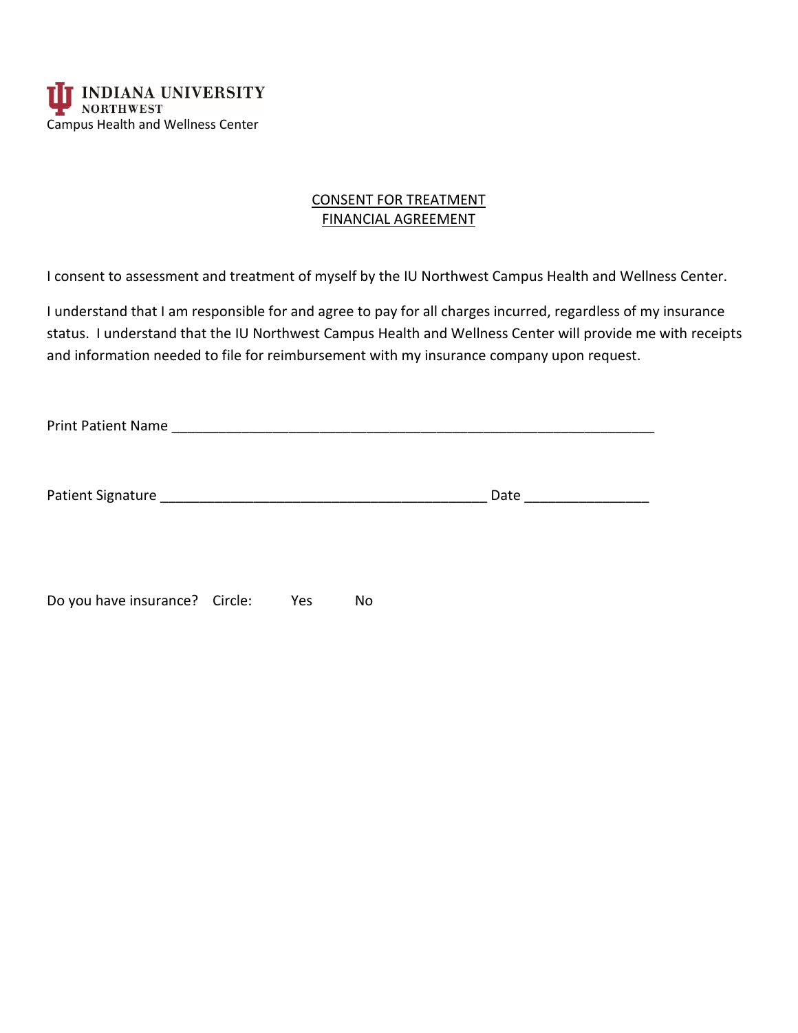**INDIANA UNIVERSITY**
**NORTHWEST**
Campus Health and Wellness Center

## CONSENT FOR TREATMENT
## FINANCIAL AGREEMENT

I consent to assessment and treatment of myself by the IU Northwest Campus Health and Wellness Center.

I understand that I am responsible for and agree to pay for all charges incurred, regardless of my insurance status. I understand that the IU Northwest Campus Health and Wellness Center will provide me with receipts and information needed to file for reimbursement with my insurance company upon request.

Print Patient Name _______________________________________________________________

Patient Signature ________________________________________ Date _______________

Do you have insurance? Circle: Yes No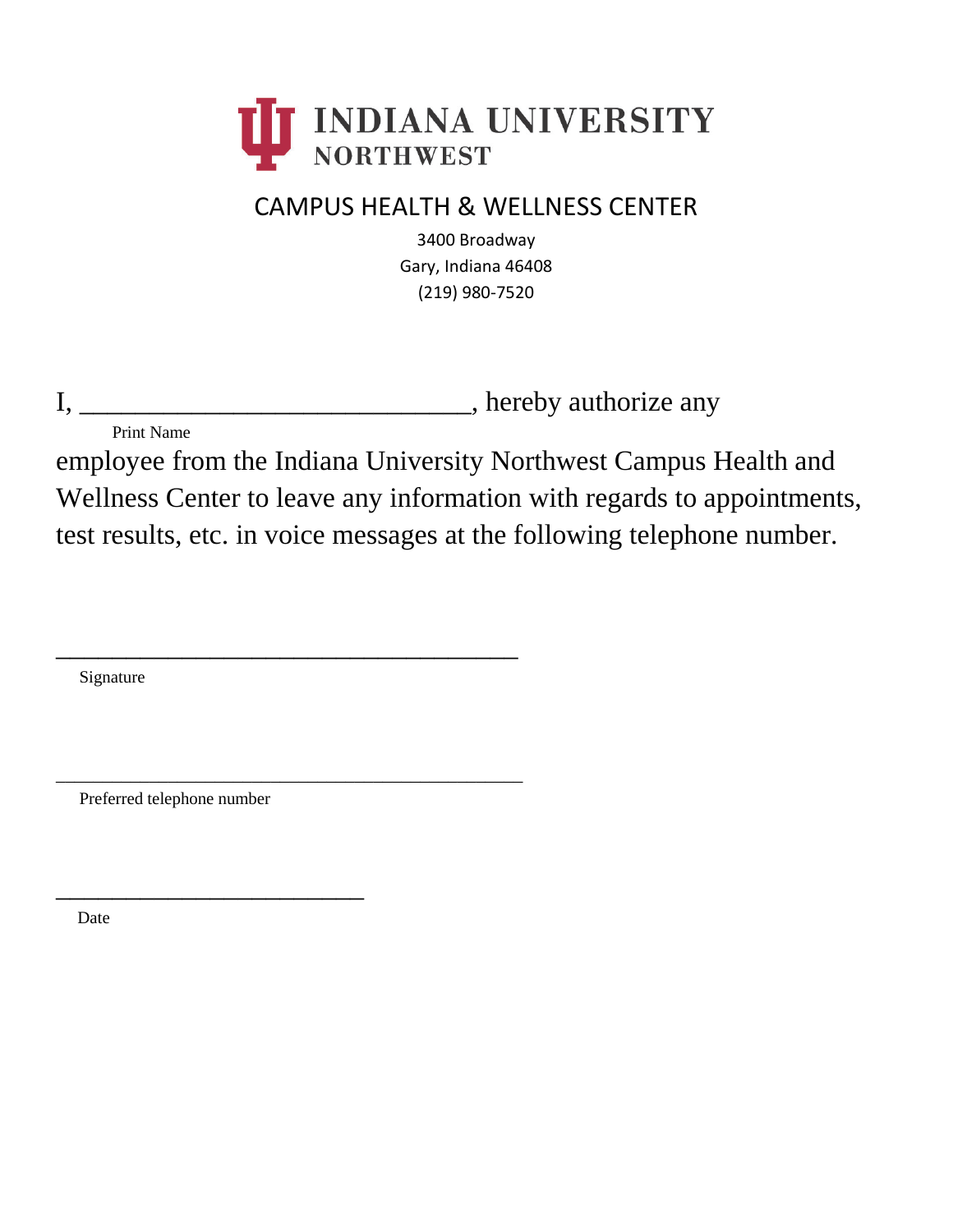# INDIANA UNIVERSITY NORTHWEST

## CAMPUS HEALTH & WELLNESS CENTER

3400 Broadway
Gary, Indiana 46408
(219) 980-7520

I, ______________________________, hereby authorize any
Print Name

employee from the Indiana University Northwest Campus Health and Wellness Center to leave any information with regards to appointments, test results, etc. in voice messages at the following telephone number.

____________________________________
Signature

____________________________________
Preferred telephone number

________________________
Date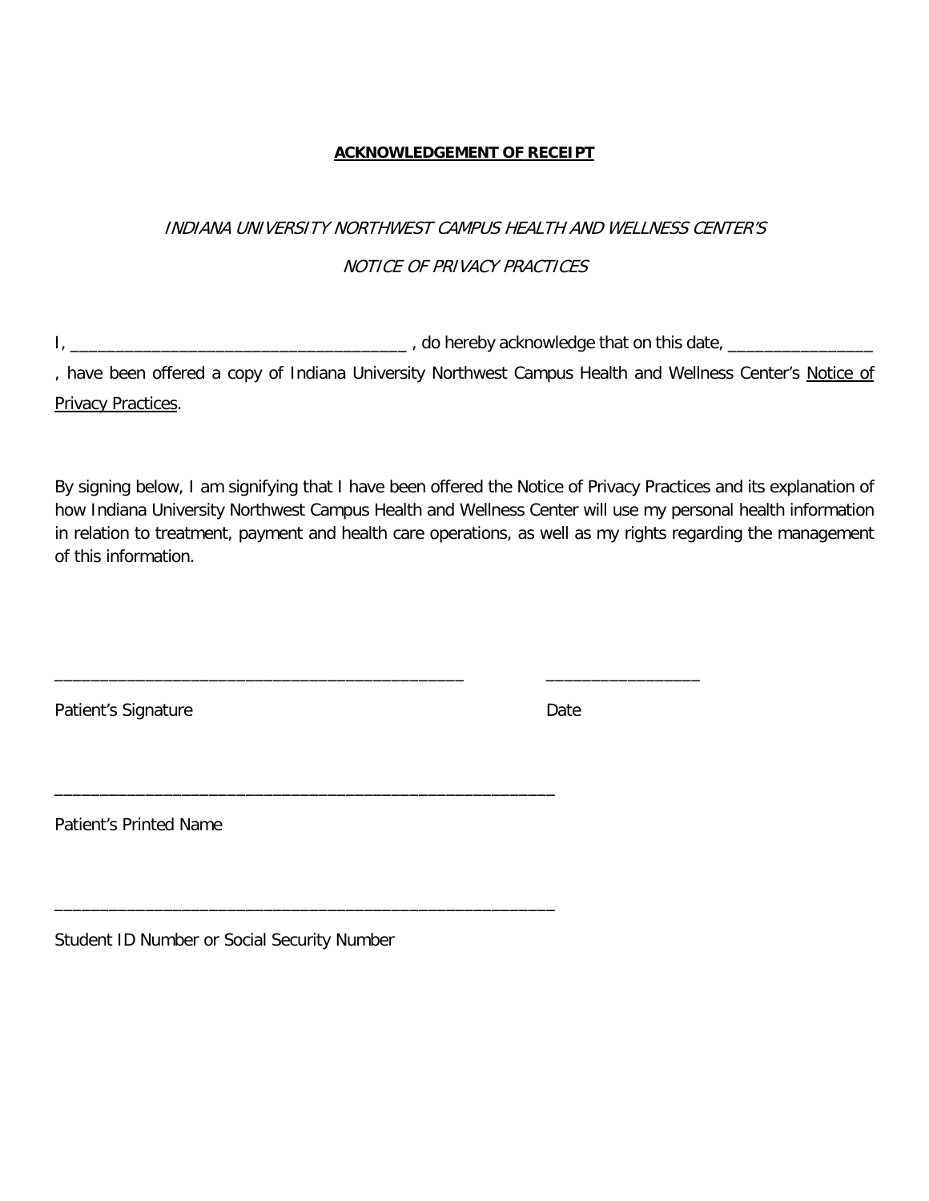**ACKNOWLEDGEMENT OF RECEIPT**

*INDIANA UNIVERSITY NORTHWEST CAMPUS HEALTH AND WELLNESS CENTER'S*

*NOTICE OF PRIVACY PRACTICES*

I, _____________________________________ , do hereby acknowledge that on this date, ________________ , have been offered a copy of Indiana University Northwest Campus Health and Wellness Center's Notice of Privacy Practices.

By signing below, I am signifying that I have been offered the Notice of Privacy Practices and its explanation of how Indiana University Northwest Campus Health and Wellness Center will use my personal health information in relation to treatment, payment and health care operations, as well as my rights regarding the management of this information.

______________________________________________ _________________

Patient's Signature Date

________________________________________________________

Patient's Printed Name

________________________________________________________

Student ID Number or Social Security Number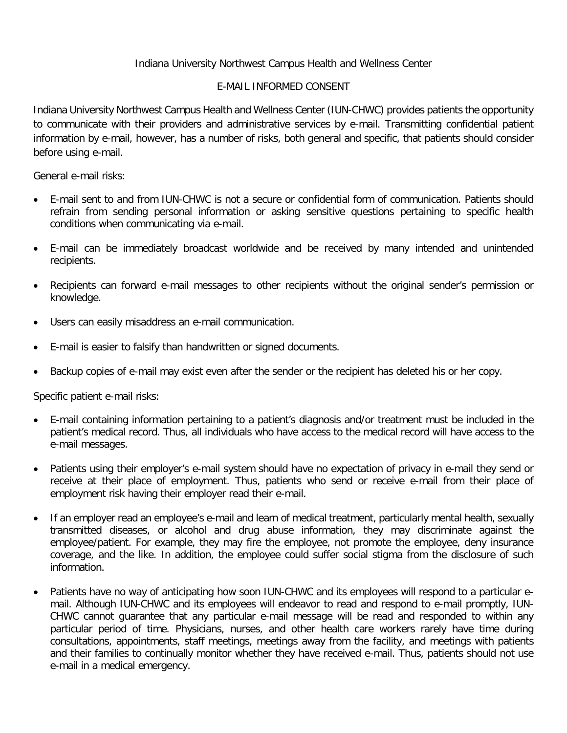Indiana University Northwest Campus Health and Wellness Center

E-MAIL INFORMED CONSENT

Indiana University Northwest Campus Health and Wellness Center (IUN-CHWC) provides patients the opportunity to communicate with their providers and administrative services by e-mail. Transmitting confidential patient information by e-mail, however, has a number of risks, both general and specific, that patients should consider before using e-mail.

General e-mail risks:

- E-mail sent to and from IUN-CHWC is not a secure or confidential form of communication. Patients should refrain from sending personal information or asking sensitive questions pertaining to specific health conditions when communicating via e-mail.
- E-mail can be immediately broadcast worldwide and be received by many intended and unintended recipients.
- Recipients can forward e-mail messages to other recipients without the original sender's permission or knowledge.
- Users can easily misaddress an e-mail communication.
- E-mail is easier to falsify than handwritten or signed documents.
- Backup copies of e-mail may exist even after the sender or the recipient has deleted his or her copy.

Specific patient e-mail risks:

- E-mail containing information pertaining to a patient's diagnosis and/or treatment must be included in the patient's medical record. Thus, all individuals who have access to the medical record will have access to the e-mail messages.
- Patients using their employer's e-mail system should have no expectation of privacy in e-mail they send or receive at their place of employment. Thus, patients who send or receive e-mail from their place of employment risk having their employer read their e-mail.
- If an employer read an employee's e-mail and learn of medical treatment, particularly mental health, sexually transmitted diseases, or alcohol and drug abuse information, they may discriminate against the employee/patient. For example, they may fire the employee, not promote the employee, deny insurance coverage, and the like. In addition, the employee could suffer social stigma from the disclosure of such information.
- Patients have no way of anticipating how soon IUN-CHWC and its employees will respond to a particular e-mail. Although IUN-CHWC and its employees will endeavor to read and respond to e-mail promptly, IUN-CHWC cannot guarantee that any particular e-mail message will be read and responded to within any particular period of time. Physicians, nurses, and other health care workers rarely have time during consultations, appointments, staff meetings, meetings away from the facility, and meetings with patients and their families to continually monitor whether they have received e-mail. Thus, patients should not use e-mail in a medical emergency.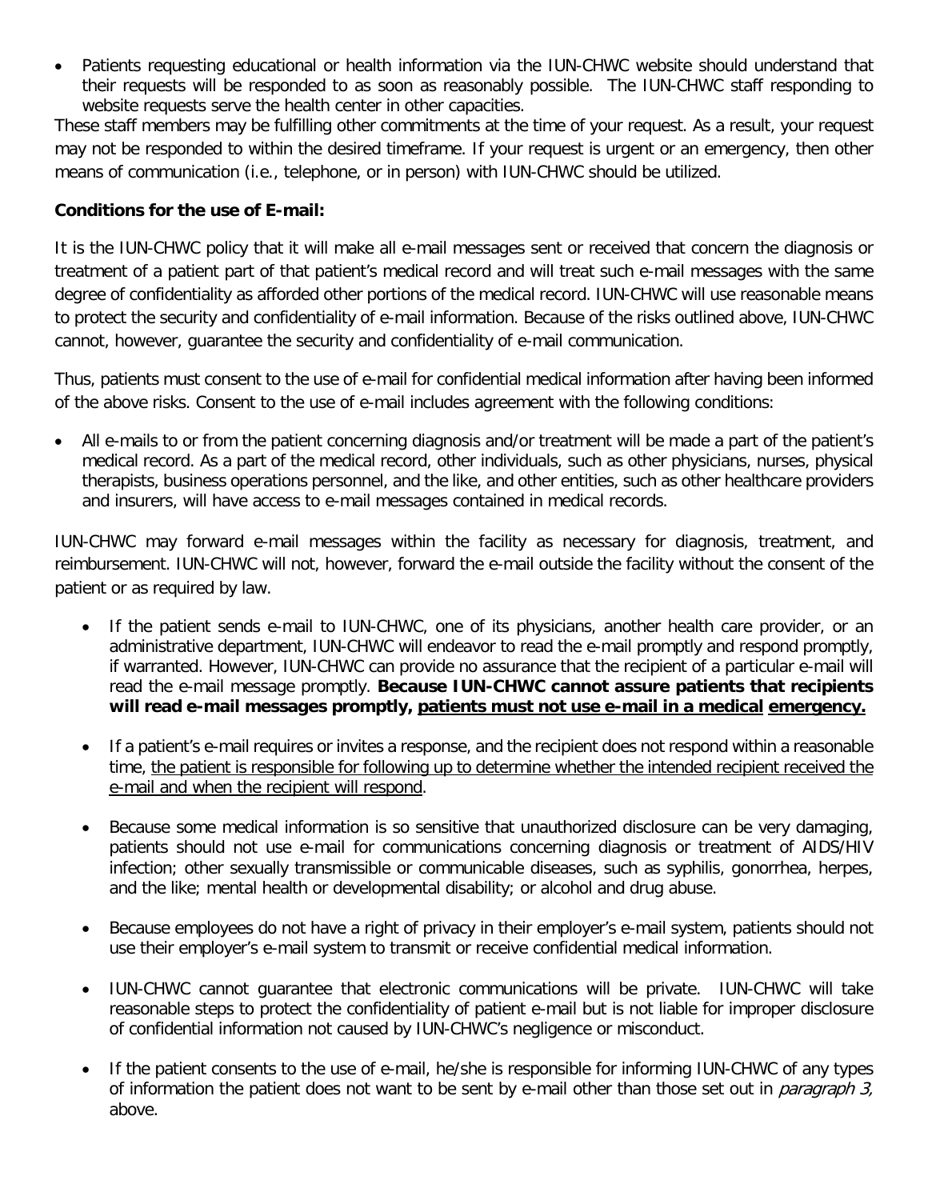- Patients requesting educational or health information via the IUN-CHWC website should understand that their requests will be responded to as soon as reasonably possible. The IUN-CHWC staff responding to website requests serve the health center in other capacities.

These staff members may be fulfilling other commitments at the time of your request. As a result, your request may not be responded to within the desired timeframe. If your request is urgent or an emergency, then other means of communication (i.e., telephone, or in person) with IUN-CHWC should be utilized.

**Conditions for the use of E-mail:**

It is the IUN-CHWC policy that it will make all e-mail messages sent or received that concern the diagnosis or treatment of a patient part of that patient's medical record and will treat such e-mail messages with the same degree of confidentiality as afforded other portions of the medical record. IUN-CHWC will use reasonable means to protect the security and confidentiality of e-mail information. Because of the risks outlined above, IUN-CHWC cannot, however, guarantee the security and confidentiality of e-mail communication.

Thus, patients must consent to the use of e-mail for confidential medical information after having been informed of the above risks. Consent to the use of e-mail includes agreement with the following conditions:

- All e-mails to or from the patient concerning diagnosis and/or treatment will be made a part of the patient's medical record. As a part of the medical record, other individuals, such as other physicians, nurses, physical therapists, business operations personnel, and the like, and other entities, such as other healthcare providers and insurers, will have access to e-mail messages contained in medical records.

IUN-CHWC may forward e-mail messages within the facility as necessary for diagnosis, treatment, and reimbursement. IUN-CHWC will not, however, forward the e-mail outside the facility without the consent of the patient or as required by law.

- If the patient sends e-mail to IUN-CHWC, one of its physicians, another health care provider, or an administrative department, IUN-CHWC will endeavor to read the e-mail promptly and respond promptly, if warranted. However, IUN-CHWC can provide no assurance that the recipient of a particular e-mail will read the e-mail message promptly. **Because IUN-CHWC cannot assure patients that recipients will read e-mail messages promptly, <u>patients must not use e-mail in a medical emergency.</u>**

- If a patient's e-mail requires or invites a response, and the recipient does not respond within a reasonable time, <u>the patient is responsible for following up to determine whether the intended recipient received the e-mail and when the recipient will respond</u>.

- Because some medical information is so sensitive that unauthorized disclosure can be very damaging, patients should not use e-mail for communications concerning diagnosis or treatment of AIDS/HIV infection; other sexually transmissible or communicable diseases, such as syphilis, gonorrhea, herpes, and the like; mental health or developmental disability; or alcohol and drug abuse.

- Because employees do not have a right of privacy in their employer's e-mail system, patients should not use their employer's e-mail system to transmit or receive confidential medical information.

- IUN-CHWC cannot guarantee that electronic communications will be private. IUN-CHWC will take reasonable steps to protect the confidentiality of patient e-mail but is not liable for improper disclosure of confidential information not caused by IUN-CHWC's negligence or misconduct.

- If the patient consents to the use of e-mail, he/she is responsible for informing IUN-CHWC of any types of information the patient does not want to be sent by e-mail other than those set out in *paragraph 3,* above.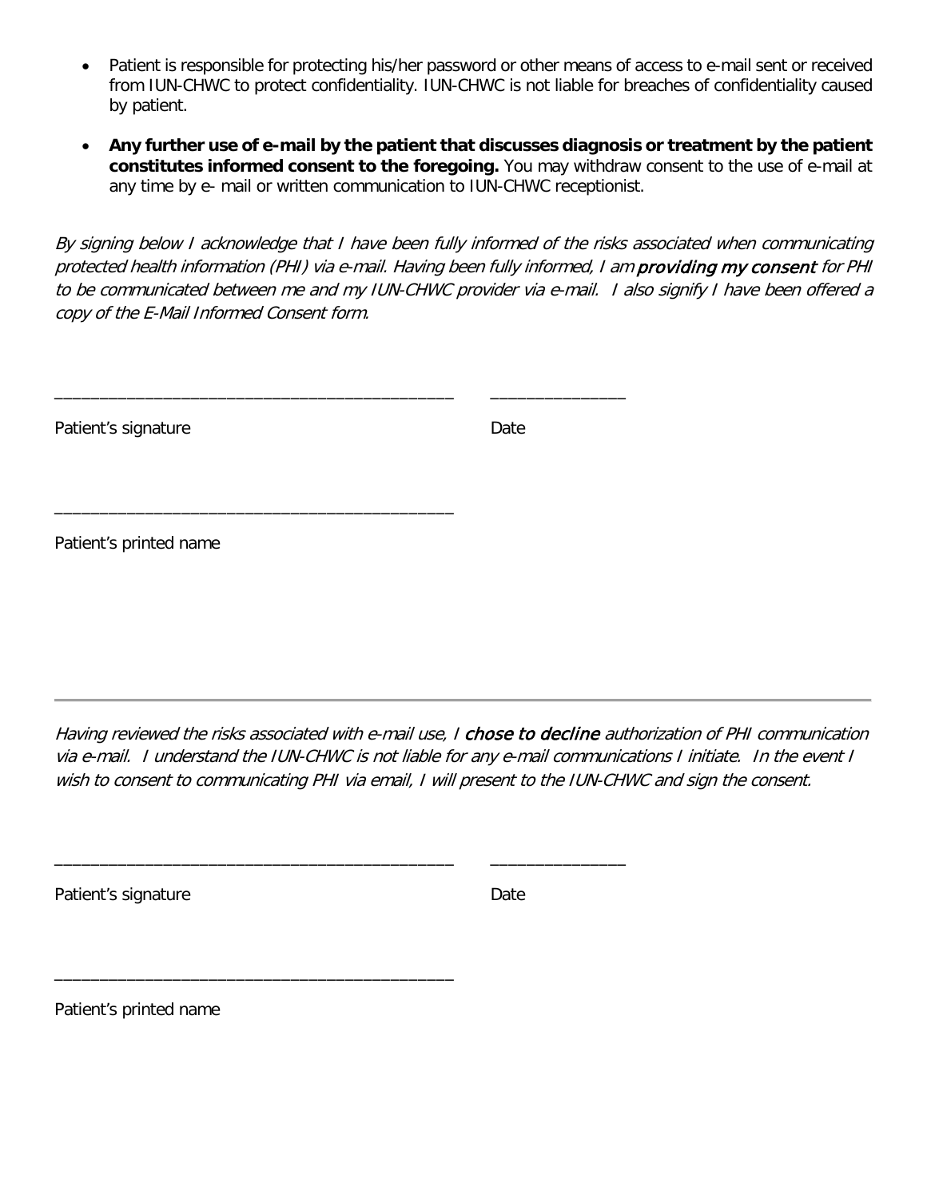- Patient is responsible for protecting his/her password or other means of access to e-mail sent or received from IUN-CHWC to protect confidentiality. IUN-CHWC is not liable for breaches of confidentiality caused by patient.
- **Any further use of e-mail by the patient that discusses diagnosis or treatment by the patient constitutes informed consent to the foregoing.** You may withdraw consent to the use of e-mail at any time by e- mail or written communication to IUN-CHWC receptionist.

*By signing below I acknowledge that I have been fully informed of the risks associated when communicating protected health information (PHI) via e-mail. Having been fully informed, I am* ***providing my consent*** *for PHI to be communicated between me and my IUN-CHWC provider via e-mail. I also signify I have been offered a copy of the E-Mail Informed Consent form.*

______________________________________________ _______________

Patient's signature Date

______________________________________________

Patient's printed name

---

*Having reviewed the risks associated with e-mail use, I* ***chose to decline*** *authorization of PHI communication via e-mail. I understand the IUN-CHWC is not liable for any e-mail communications I initiate. In the event I wish to consent to communicating PHI via email, I will present to the IUN-CHWC and sign the consent.*

______________________________________________ _______________

Patient's signature Date

______________________________________________

Patient's printed name